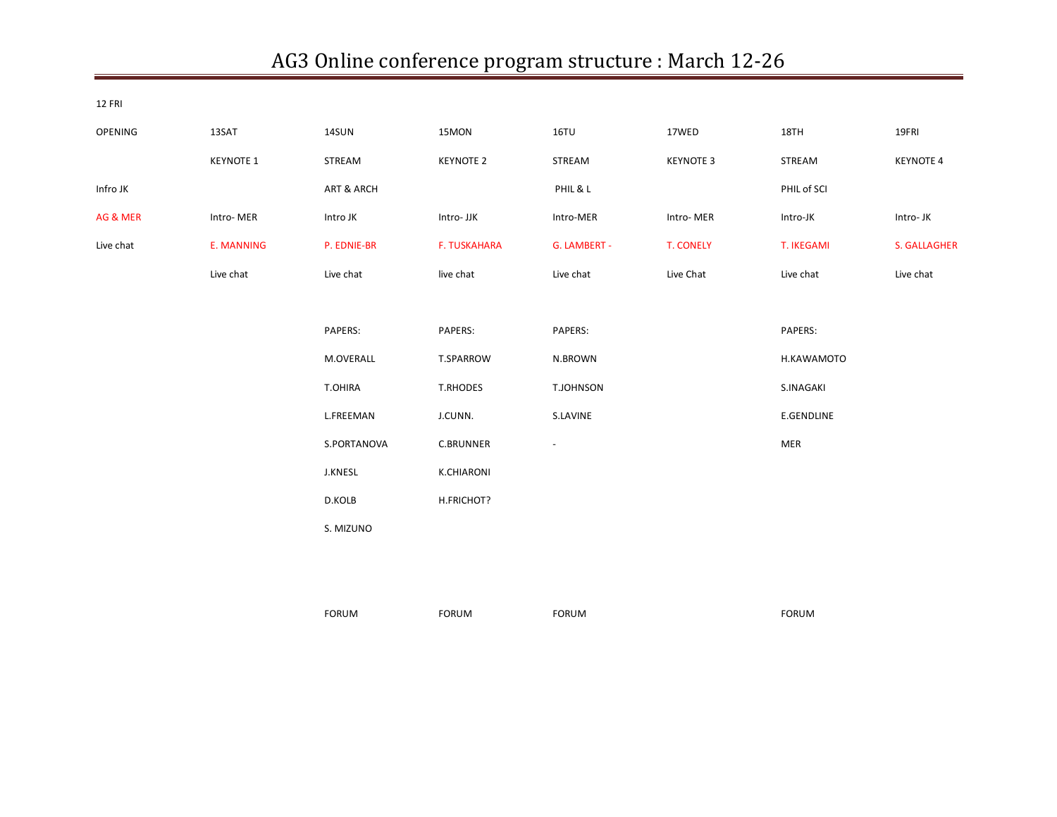# AG3 Online conference program structure : March 12-26

| 12 FRI | | | | | | | |
|---|---|---|---|---|---|---|---|
| OPENING | 13SAT | 14SUN | 15MON | 16TU | 17WED | 18TH | 19FRI |
| | KEYNOTE 1 | STREAM | KEYNOTE 2 | STREAM | KEYNOTE 3 | STREAM | KEYNOTE 4 |
| Infro JK | | ART & ARCH | | PHIL & L | | PHIL of SCI | |
| AG & MER | Intro- MER | Intro JK | Intro- JJK | Intro-MER | Intro- MER | Intro-JK | Intro- JK |
| Live chat | E. MANNING | P. EDNIE-BR | F. TUSKAHARA | G. LAMBERT - | T. CONELY | T. IKEGAMI | S. GALLAGHER |
| | Live chat | Live chat | live chat | Live chat | Live Chat | Live chat | Live chat |
| | | | | | | | |
| | | PAPERS: | PAPERS: | PAPERS: | | PAPERS: | |
| | | M.OVERALL | T.SPARROW | N.BROWN | | H.KAWAMOTO | |
| | | T.OHIRA | T.RHODES | T.JOHNSON | | S.INAGAKI | |
| | | L.FREEMAN | J.CUNN. | S.LAVINE | | E.GENDLINE | |
| | | S.PORTANOVA | C.BRUNNER | - | | MER | |
| | | J.KNESL | K.CHIARONI | | | | |
| | | D.KOLB | H.FRICHOT? | | | | |
| | | S. MIZUNO | | | | | |
| | | | | | | | |
| | | FORUM | FORUM | FORUM | | FORUM | |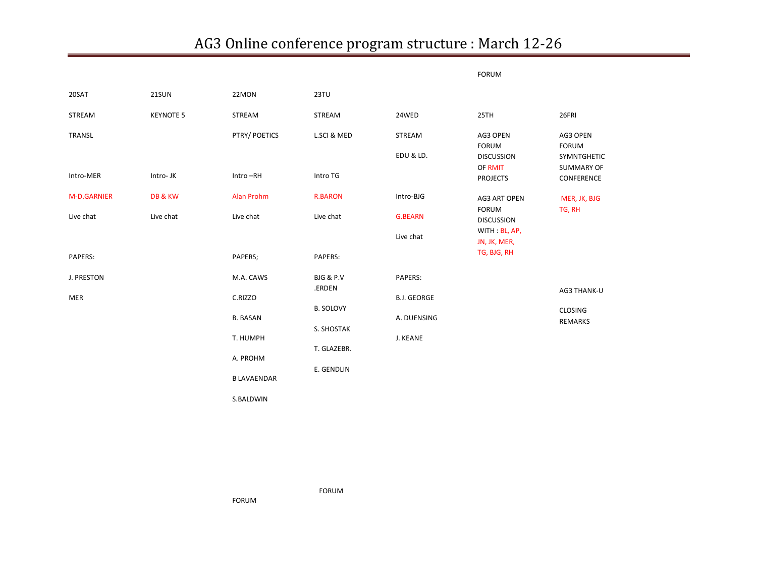# AG3 Online conference program structure : March 12-26

| | | | | | | |
|---|---|---|---|---|---|---|
| | | | | | FORUM | |
| 20SAT | 21SUN | 22MON | 23TU | | | |
| STREAM | KEYNOTE 5 | STREAM | STREAM | 24WED | 25TH | 26FRI |
| TRANSL | | PTRY/ POETICS | L.SCI & MED | STREAM<br><br>EDU & LD. | AG3 OPEN FORUM DISCUSSION OF RMIT PROJECTS | AG3 OPEN FORUM SYMNTGHETIC SUMMARY OF CONFERENCE |
| Intro-MER | Intro- JK | Intro –RH | Intro TG | | | |
| M-D.GARNIER | DB & KW | Alan Prohm | R.BARON | Intro-BJG | AG3 ART OPEN FORUM DISCUSSION WITH : BL, AP, JN, JK, MER, TG, BJG, RH | MER, JK, BJG TG, RH |
| Live chat | Live chat | Live chat | Live chat | G.BEARN<br><br>Live chat | | |
| PAPERS: | | PAPERS; | PAPERS: | | | |
| J. PRESTON | | M.A. CAWS | BJG & P.V .ERDEN | PAPERS: | | |
| MER | | C.RIZZO | B. SOLOVY | B.J. GEORGE | | AG3 THANK-U |
| | | B. BASAN | S. SHOSTAK | A. DUENSING | | CLOSING REMARKS |
| | | T. HUMPH | T. GLAZEBR. | J. KEANE | | |
| | | A. PROHM | E. GENDLIN | | | |
| | | B LAVAENDAR | | | | |
| | | S.BALDWIN | | | | |
| | | FORUM | FORUM | | | |